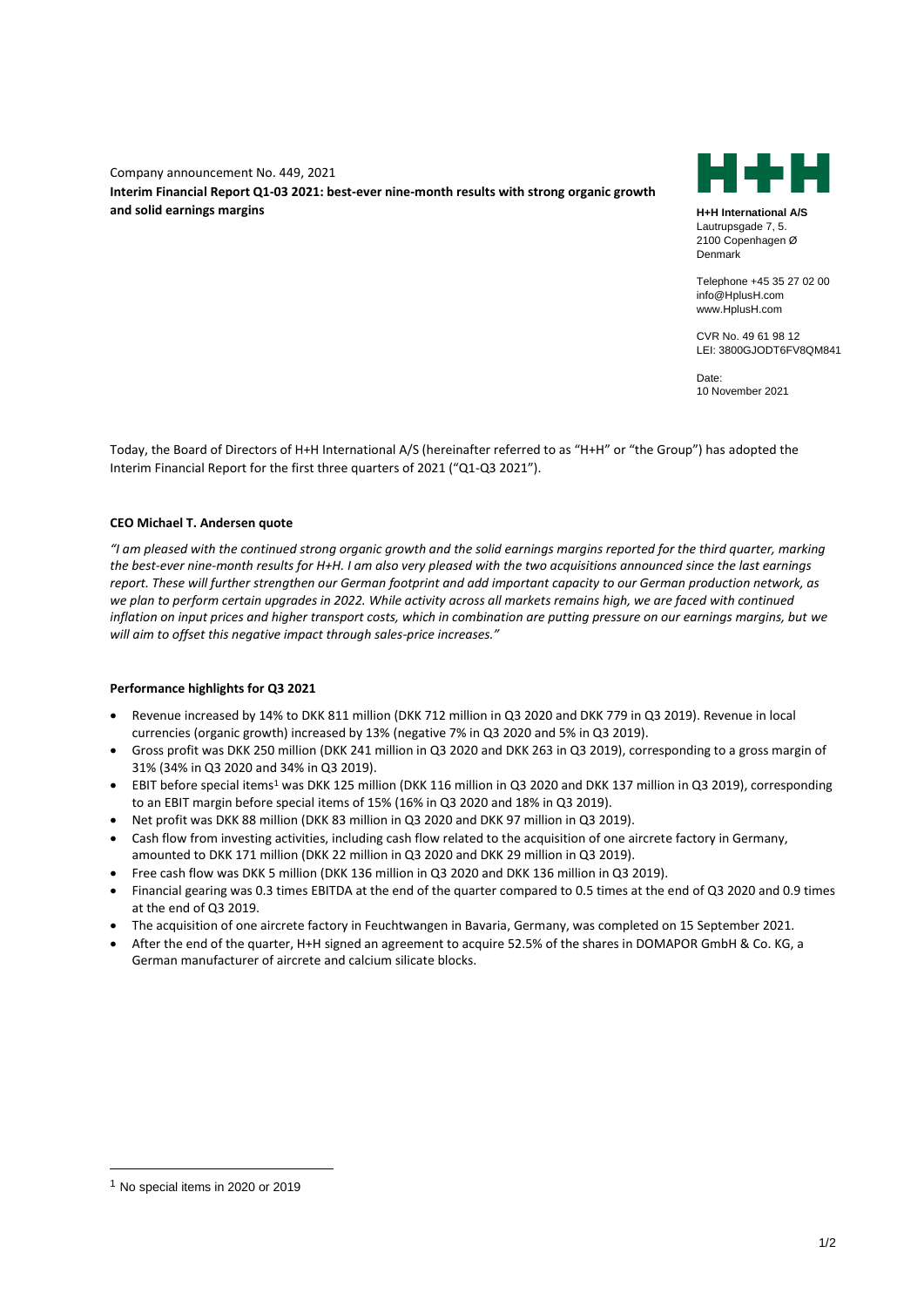Company announcement No. 449, 2021

**Interim Financial Report Q1-03 2021: best-ever nine-month results with strong organic growth and solid earnings margins**

**H+H International A/S**
Lautrupsgade 7, 5.
2100 Copenhagen Ø
Denmark

Telephone +45 35 27 02 00
info@HplusH.com
www.HplusH.com

CVR No. 49 61 98 12
LEI: 3800GJODT6FV8QM841

Date:
10 November 2021

Today, the Board of Directors of H+H International A/S (hereinafter referred to as "H+H" or "the Group") has adopted the Interim Financial Report for the first three quarters of 2021 ("Q1-Q3 2021").

**CEO Michael T. Andersen quote**

*"I am pleased with the continued strong organic growth and the solid earnings margins reported for the third quarter, marking the best-ever nine-month results for H+H. I am also very pleased with the two acquisitions announced since the last earnings report. These will further strengthen our German footprint and add important capacity to our German production network, as we plan to perform certain upgrades in 2022. While activity across all markets remains high, we are faced with continued inflation on input prices and higher transport costs, which in combination are putting pressure on our earnings margins, but we will aim to offset this negative impact through sales-price increases."*

**Performance highlights for Q3 2021**

- Revenue increased by 14% to DKK 811 million (DKK 712 million in Q3 2020 and DKK 779 in Q3 2019). Revenue in local currencies (organic growth) increased by 13% (negative 7% in Q3 2020 and 5% in Q3 2019).
- Gross profit was DKK 250 million (DKK 241 million in Q3 2020 and DKK 263 in Q3 2019), corresponding to a gross margin of 31% (34% in Q3 2020 and 34% in Q3 2019).
- EBIT before special items[1] was DKK 125 million (DKK 116 million in Q3 2020 and DKK 137 million in Q3 2019), corresponding to an EBIT margin before special items of 15% (16% in Q3 2020 and 18% in Q3 2019).
- Net profit was DKK 88 million (DKK 83 million in Q3 2020 and DKK 97 million in Q3 2019).
- Cash flow from investing activities, including cash flow related to the acquisition of one aircrete factory in Germany, amounted to DKK 171 million (DKK 22 million in Q3 2020 and DKK 29 million in Q3 2019).
- Free cash flow was DKK 5 million (DKK 136 million in Q3 2020 and DKK 136 million in Q3 2019).
- Financial gearing was 0.3 times EBITDA at the end of the quarter compared to 0.5 times at the end of Q3 2020 and 0.9 times at the end of Q3 2019.
- The acquisition of one aircrete factory in Feuchtwangen in Bavaria, Germany, was completed on 15 September 2021.
- After the end of the quarter, H+H signed an agreement to acquire 52.5% of the shares in DOMAPOR GmbH & Co. KG, a German manufacturer of aircrete and calcium silicate blocks.

[1] No special items in 2020 or 2019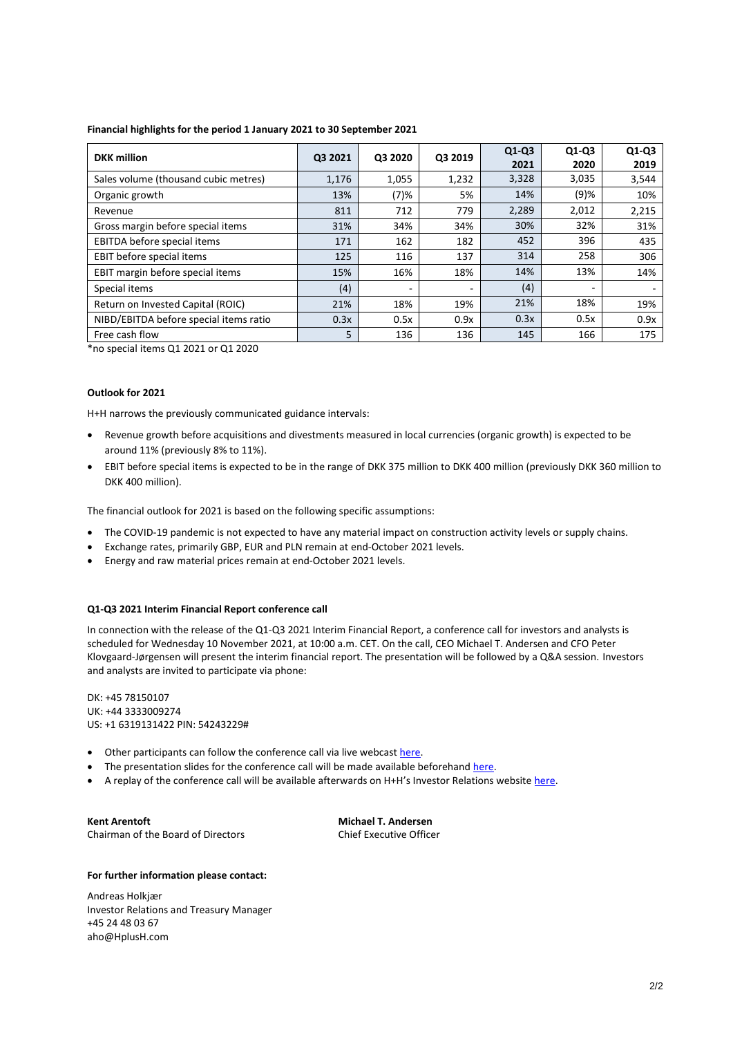**Financial highlights for the period 1 January 2021 to 30 September 2021**

| DKK million | Q3 2021 | Q3 2020 | Q3 2019 | Q1-Q3 2021 | Q1-Q3 2020 | Q1-Q3 2019 |
|---|---|---|---|---|---|---|
| Sales volume (thousand cubic metres) | 1,176 | 1,055 | 1,232 | 3,328 | 3,035 | 3,544 |
| Organic growth | 13% | (7)% | 5% | 14% | (9)% | 10% |
| Revenue | 811 | 712 | 779 | 2,289 | 2,012 | 2,215 |
| Gross margin before special items | 31% | 34% | 34% | 30% | 32% | 31% |
| EBITDA before special items | 171 | 162 | 182 | 452 | 396 | 435 |
| EBIT before special items | 125 | 116 | 137 | 314 | 258 | 306 |
| EBIT margin before special items | 15% | 16% | 18% | 14% | 13% | 14% |
| Special items | (4) | - | - | (4) | - | - |
| Return on Invested Capital (ROIC) | 21% | 18% | 19% | 21% | 18% | 19% |
| NIBD/EBITDA before special items ratio | 0.3x | 0.5x | 0.9x | 0.3x | 0.5x | 0.9x |
| Free cash flow | 5 | 136 | 136 | 145 | 166 | 175 |

*no special items Q1 2021 or Q1 2020

**Outlook for 2021**

H+H narrows the previously communicated guidance intervals:

- Revenue growth before acquisitions and divestments measured in local currencies (organic growth) is expected to be around 11% (previously 8% to 11%).
- EBIT before special items is expected to be in the range of DKK 375 million to DKK 400 million (previously DKK 360 million to DKK 400 million).

The financial outlook for 2021 is based on the following specific assumptions:

- The COVID-19 pandemic is not expected to have any material impact on construction activity levels or supply chains.
- Exchange rates, primarily GBP, EUR and PLN remain at end-October 2021 levels.
- Energy and raw material prices remain at end-October 2021 levels.

**Q1-Q3 2021 Interim Financial Report conference call**

In connection with the release of the Q1-Q3 2021 Interim Financial Report, a conference call for investors and analysts is scheduled for Wednesday 10 November 2021, at 10:00 a.m. CET. On the call, CEO Michael T. Andersen and CFO Peter Klovgaard-Jørgensen will present the interim financial report. The presentation will be followed by a Q&A session. Investors and analysts are invited to participate via phone:

DK: +45 78150107
UK: +44 3333009274
US: +1 6319131422 PIN: 54243229#

- Other participants can follow the conference call via live webcast here.
- The presentation slides for the conference call will be made available beforehand here.
- A replay of the conference call will be available afterwards on H+H's Investor Relations website here.

**Kent Arentoft**
Chairman of the Board of Directors

**Michael T. Andersen**
Chief Executive Officer

**For further information please contact:**

Andreas Holkjær
Investor Relations and Treasury Manager
+45 24 48 03 67
aho@HplusH.com